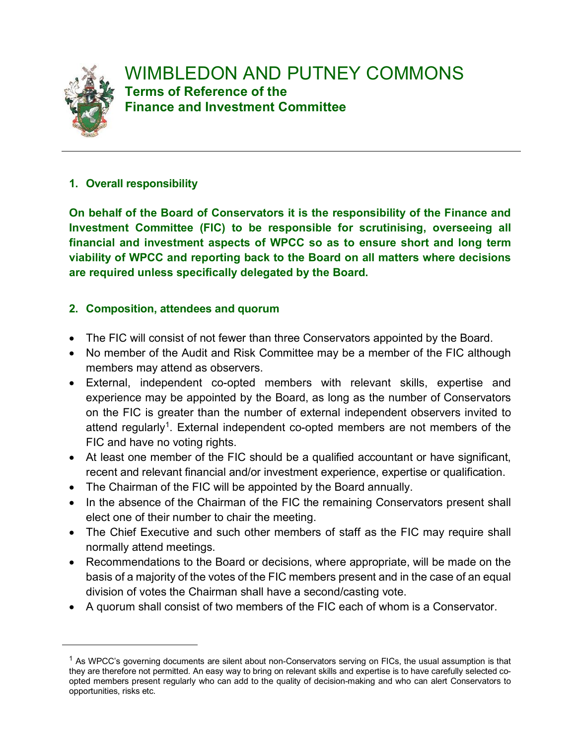# WIMBLEDON AND PUTNEY COMMONS

## Terms of Reference of the Finance and Investment Committee

---

### 1. Overall responsibility

**On behalf of the Board of Conservators it is the responsibility of the Finance and Investment Committee (FIC) to be responsible for scrutinising, overseeing all financial and investment aspects of WPCC so as to ensure short and long term viability of WPCC and reporting back to the Board on all matters where decisions are required unless specifically delegated by the Board.**

### 2. Composition, attendees and quorum

- The FIC will consist of not fewer than three Conservators appointed by the Board.
- No member of the Audit and Risk Committee may be a member of the FIC although members may attend as observers.
- External, independent co-opted members with relevant skills, expertise and experience may be appointed by the Board, as long as the number of Conservators on the FIC is greater than the number of external independent observers invited to attend regularly[1]. External independent co-opted members are not members of the FIC and have no voting rights.
- At least one member of the FIC should be a qualified accountant or have significant, recent and relevant financial and/or investment experience, expertise or qualification.
- The Chairman of the FIC will be appointed by the Board annually.
- In the absence of the Chairman of the FIC the remaining Conservators present shall elect one of their number to chair the meeting.
- The Chief Executive and such other members of staff as the FIC may require shall normally attend meetings.
- Recommendations to the Board or decisions, where appropriate, will be made on the basis of a majority of the votes of the FIC members present and in the case of an equal division of votes the Chairman shall have a second/casting vote.
- A quorum shall consist of two members of the FIC each of whom is a Conservator.

---

[1] As WPCC's governing documents are silent about non-Conservators serving on FICs, the usual assumption is that they are therefore not permitted. An easy way to bring on relevant skills and expertise is to have carefully selected co-opted members present regularly who can add to the quality of decision-making and who can alert Conservators to opportunities, risks etc.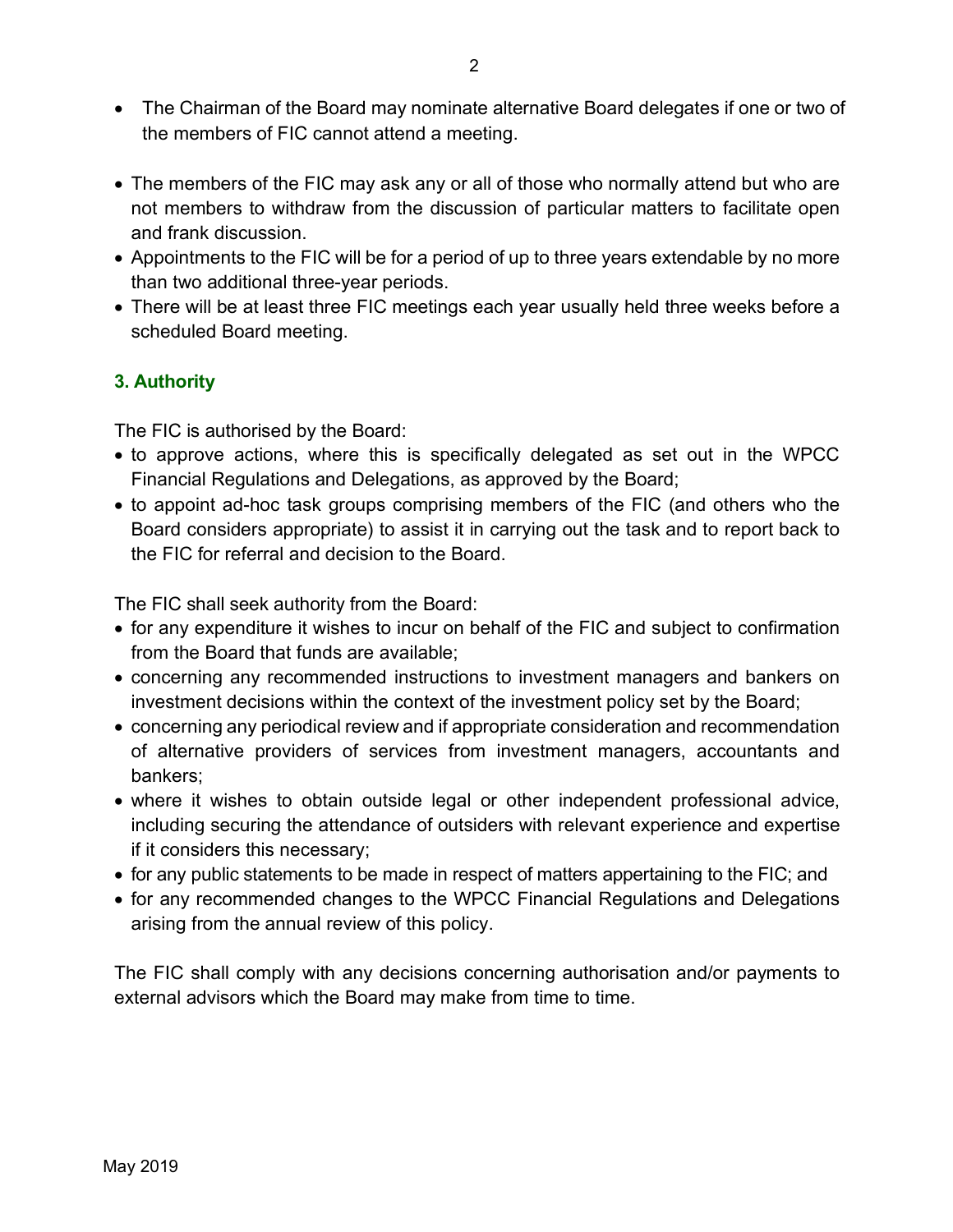- The Chairman of the Board may nominate alternative Board delegates if one or two of the members of FIC cannot attend a meeting.

- The members of the FIC may ask any or all of those who normally attend but who are not members to withdraw from the discussion of particular matters to facilitate open and frank discussion.
- Appointments to the FIC will be for a period of up to three years extendable by no more than two additional three-year periods.
- There will be at least three FIC meetings each year usually held three weeks before a scheduled Board meeting.

## 3. Authority

The FIC is authorised by the Board:

- to approve actions, where this is specifically delegated as set out in the WPCC Financial Regulations and Delegations, as approved by the Board;
- to appoint ad-hoc task groups comprising members of the FIC (and others who the Board considers appropriate) to assist it in carrying out the task and to report back to the FIC for referral and decision to the Board.

The FIC shall seek authority from the Board:

- for any expenditure it wishes to incur on behalf of the FIC and subject to confirmation from the Board that funds are available;
- concerning any recommended instructions to investment managers and bankers on investment decisions within the context of the investment policy set by the Board;
- concerning any periodical review and if appropriate consideration and recommendation of alternative providers of services from investment managers, accountants and bankers;
- where it wishes to obtain outside legal or other independent professional advice, including securing the attendance of outsiders with relevant experience and expertise if it considers this necessary;
- for any public statements to be made in respect of matters appertaining to the FIC; and
- for any recommended changes to the WPCC Financial Regulations and Delegations arising from the annual review of this policy.

The FIC shall comply with any decisions concerning authorisation and/or payments to external advisors which the Board may make from time to time.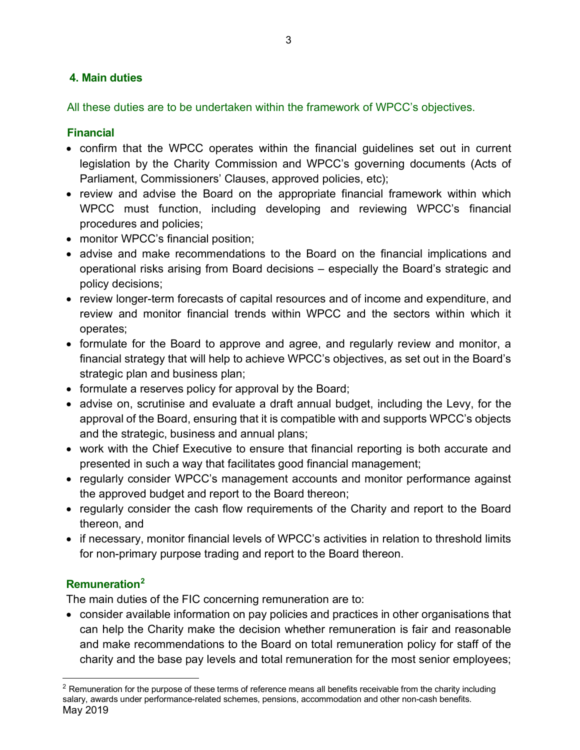## 4. Main duties

All these duties are to be undertaken within the framework of WPCC's objectives.

### Financial

- confirm that the WPCC operates within the financial guidelines set out in current legislation by the Charity Commission and WPCC's governing documents (Acts of Parliament, Commissioners' Clauses, approved policies, etc);
- review and advise the Board on the appropriate financial framework within which WPCC must function, including developing and reviewing WPCC's financial procedures and policies;
- monitor WPCC's financial position;
- advise and make recommendations to the Board on the financial implications and operational risks arising from Board decisions – especially the Board's strategic and policy decisions;
- review longer-term forecasts of capital resources and of income and expenditure, and review and monitor financial trends within WPCC and the sectors within which it operates;
- formulate for the Board to approve and agree, and regularly review and monitor, a financial strategy that will help to achieve WPCC's objectives, as set out in the Board's strategic plan and business plan;
- formulate a reserves policy for approval by the Board;
- advise on, scrutinise and evaluate a draft annual budget, including the Levy, for the approval of the Board, ensuring that it is compatible with and supports WPCC's objects and the strategic, business and annual plans;
- work with the Chief Executive to ensure that financial reporting is both accurate and presented in such a way that facilitates good financial management;
- regularly consider WPCC's management accounts and monitor performance against the approved budget and report to the Board thereon;
- regularly consider the cash flow requirements of the Charity and report to the Board thereon, and
- if necessary, monitor financial levels of WPCC's activities in relation to threshold limits for non-primary purpose trading and report to the Board thereon.

### Remuneration[2]

The main duties of the FIC concerning remuneration are to:

- consider available information on pay policies and practices in other organisations that can help the Charity make the decision whether remuneration is fair and reasonable and make recommendations to the Board on total remuneration policy for staff of the charity and the base pay levels and total remuneration for the most senior employees;

[2] Remuneration for the purpose of these terms of reference means all benefits receivable from the charity including salary, awards under performance-related schemes, pensions, accommodation and other non-cash benefits.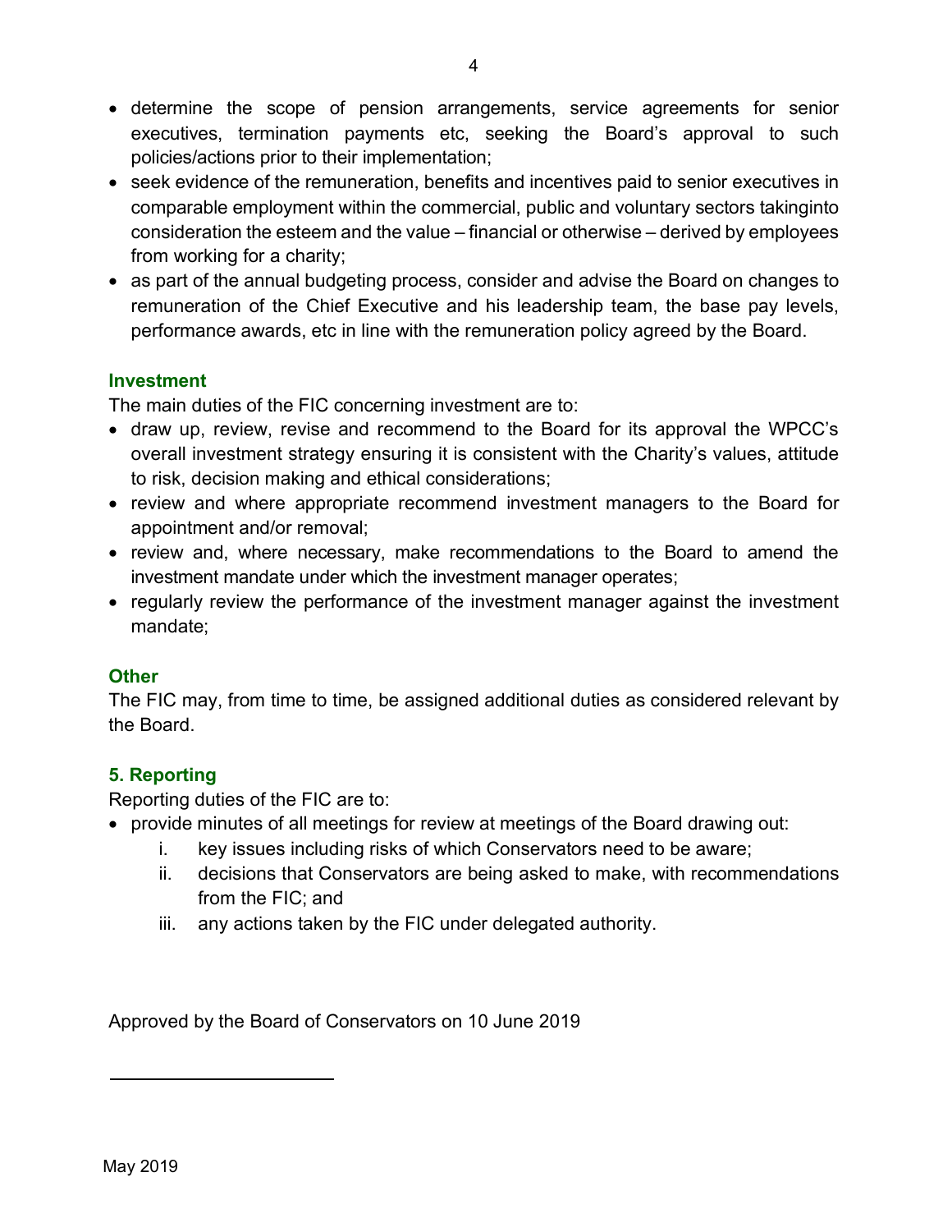- determine the scope of pension arrangements, service agreements for senior executives, termination payments etc, seeking the Board's approval to such policies/actions prior to their implementation;
- seek evidence of the remuneration, benefits and incentives paid to senior executives in comparable employment within the commercial, public and voluntary sectors takinginto consideration the esteem and the value – financial or otherwise – derived by employees from working for a charity;
- as part of the annual budgeting process, consider and advise the Board on changes to remuneration of the Chief Executive and his leadership team, the base pay levels, performance awards, etc in line with the remuneration policy agreed by the Board.

### Investment

The main duties of the FIC concerning investment are to:

- draw up, review, revise and recommend to the Board for its approval the WPCC's overall investment strategy ensuring it is consistent with the Charity's values, attitude to risk, decision making and ethical considerations;
- review and where appropriate recommend investment managers to the Board for appointment and/or removal;
- review and, where necessary, make recommendations to the Board to amend the investment mandate under which the investment manager operates;
- regularly review the performance of the investment manager against the investment mandate;

### Other

The FIC may, from time to time, be assigned additional duties as considered relevant by the Board.

## 5. Reporting

Reporting duties of the FIC are to:

- provide minutes of all meetings for review at meetings of the Board drawing out:
    1. key issues including risks of which Conservators need to be aware;
    2. decisions that Conservators are being asked to make, with recommendations from the FIC; and
    3. any actions taken by the FIC under delegated authority.

Approved by the Board of Conservators on 10 June 2019

May 2019